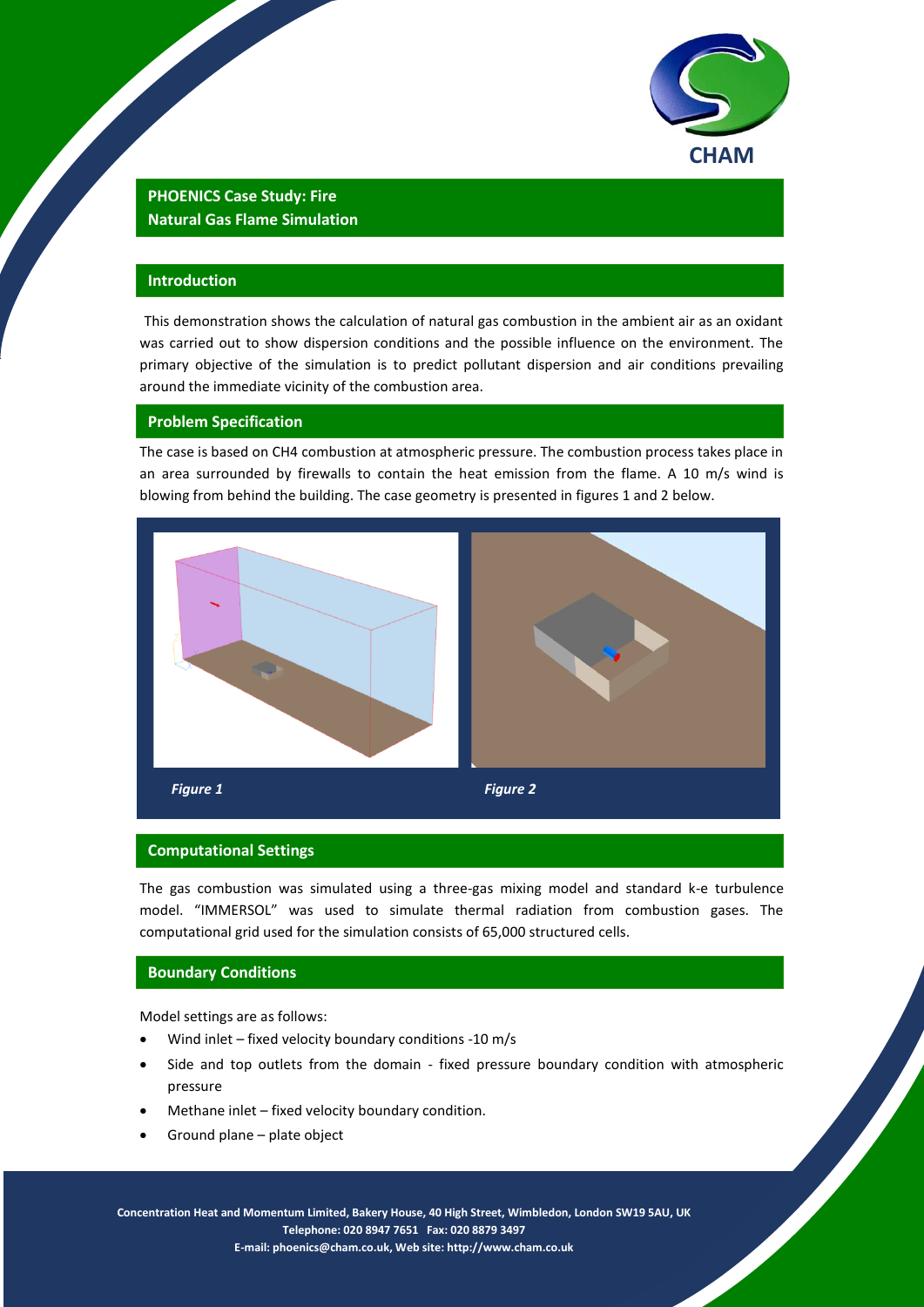# PHOENICS Case Study: Fire
# Natural Gas Flame Simulation

## Introduction

This demonstration shows the calculation of natural gas combustion in the ambient air as an oxidant was carried out to show dispersion conditions and the possible influence on the environment. The primary objective of the simulation is to predict pollutant dispersion and air conditions prevailing around the immediate vicinity of the combustion area.

## Problem Specification

The case is based on $CH_4$ combustion at atmospheric pressure. The combustion process takes place in an area surrounded by firewalls to contain the heat emission from the flame. A 10 m/s wind is blowing from behind the building. The case geometry is presented in figures 1 and 2 below.

*Figure 1*

*Figure 2*

## Computational Settings

The gas combustion was simulated using a three-gas mixing model and standard k-e turbulence model. "IMMERSOL" was used to simulate thermal radiation from combustion gases. The computational grid used for the simulation consists of 65,000 structured cells.

## Boundary Conditions

Model settings are as follows:

- Wind inlet – fixed velocity boundary conditions -10 m/s
- Side and top outlets from the domain - fixed pressure boundary condition with atmospheric pressure
- Methane inlet – fixed velocity boundary condition.
- Ground plane – plate object

**Concentration Heat and Momentum Limited, Bakery House, 40 High Street, Wimbledon, London SW19 5AU, UK**
**Telephone: 020 8947 7651 Fax: 020 8879 3497**
**E-mail: phoenics@cham.co.uk, Web site: http://www.cham.co.uk**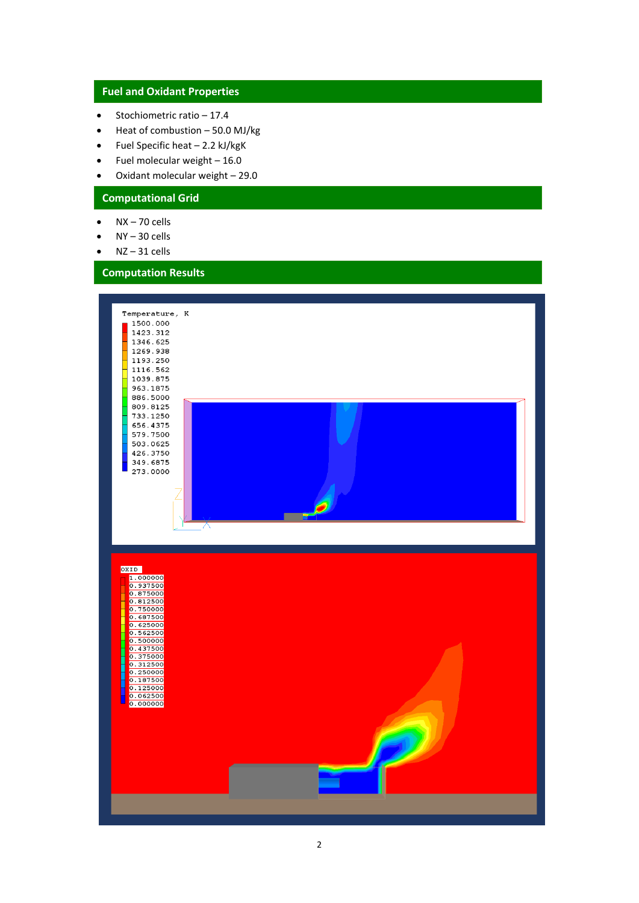## Fuel and Oxidant Properties

- Stochiometric ratio – 17.4
- Heat of combustion – 50.0 MJ/kg
- Fuel Specific heat – 2.2 kJ/kgK
- Fuel molecular weight – 16.0
- Oxidant molecular weight – 29.0

## Computational Grid

- NX – 70 cells
- NY – 30 cells
- NZ – 31 cells

## Computation Results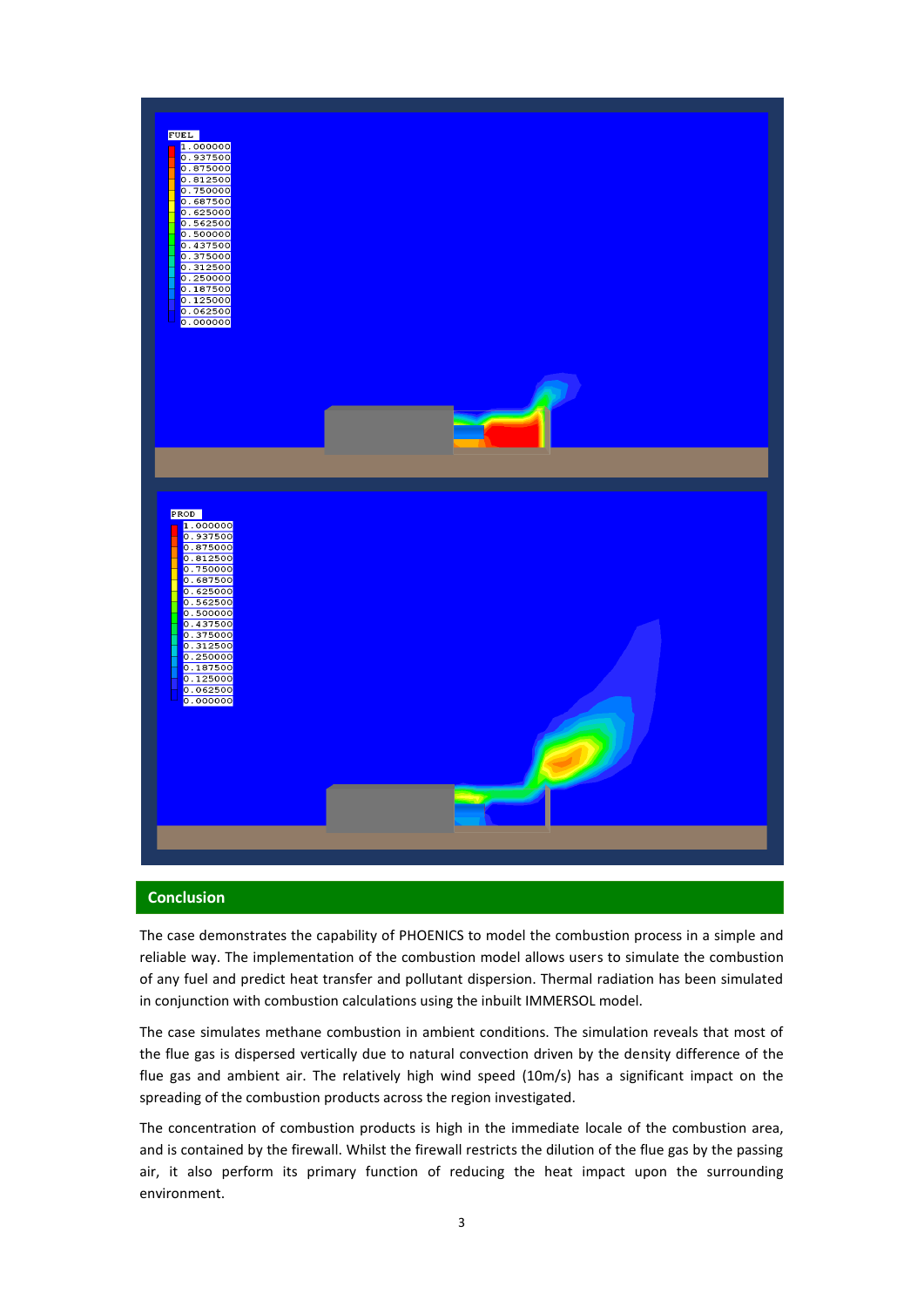FUEL
1.000000
0.937500
0.875000
0.812500
0.750000
0.687500
0.625000
0.562500
0.500000
0.437500
0.375000
0.312500
0.250000
0.187500
0.125000
0.062500
0.000000

PROD
1.000000
0.937500
0.875000
0.812500
0.750000
0.687500
0.625000
0.562500
0.500000
0.437500
0.375000
0.312500
0.250000
0.187500
0.125000
0.062500
0.000000

## Conclusion

The case demonstrates the capability of PHOENICS to model the combustion process in a simple and reliable way. The implementation of the combustion model allows users to simulate the combustion of any fuel and predict heat transfer and pollutant dispersion. Thermal radiation has been simulated in conjunction with combustion calculations using the inbuilt IMMERSOL model.

The case simulates methane combustion in ambient conditions. The simulation reveals that most of the flue gas is dispersed vertically due to natural convection driven by the density difference of the flue gas and ambient air. The relatively high wind speed (10m/s) has a significant impact on the spreading of the combustion products across the region investigated.

The concentration of combustion products is high in the immediate locale of the combustion area, and is contained by the firewall. Whilst the firewall restricts the dilution of the flue gas by the passing air, it also perform its primary function of reducing the heat impact upon the surrounding environment.